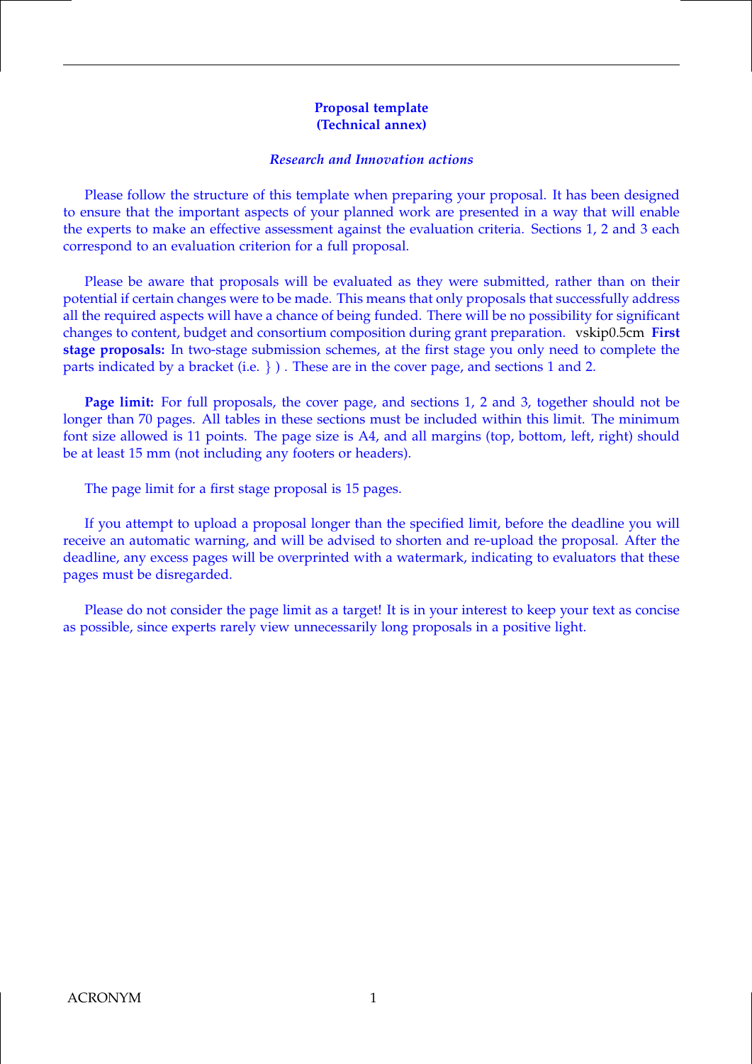**Proposal template**
**(Technical annex)**

***Research and Innovation actions***

Please follow the structure of this template when preparing your proposal. It has been designed to ensure that the important aspects of your planned work are presented in a way that will enable the experts to make an effective assessment against the evaluation criteria. Sections 1, 2 and 3 each correspond to an evaluation criterion for a full proposal.

Please be aware that proposals will be evaluated as they were submitted, rather than on their potential if certain changes were to be made. This means that only proposals that successfully address all the required aspects will have a chance of being funded. There will be no possibility for significant changes to content, budget and consortium composition during grant preparation. vskip0.5cm **First stage proposals:** In two-stage submission schemes, at the first stage you only need to complete the parts indicated by a bracket (i.e. } ) . These are in the cover page, and sections 1 and 2.

**Page limit:** For full proposals, the cover page, and sections 1, 2 and 3, together should not be longer than 70 pages. All tables in these sections must be included within this limit. The minimum font size allowed is 11 points. The page size is A4, and all margins (top, bottom, left, right) should be at least 15 mm (not including any footers or headers).

The page limit for a first stage proposal is 15 pages.

If you attempt to upload a proposal longer than the specified limit, before the deadline you will receive an automatic warning, and will be advised to shorten and re-upload the proposal. After the deadline, any excess pages will be overprinted with a watermark, indicating to evaluators that these pages must be disregarded.

Please do not consider the page limit as a target! It is in your interest to keep your text as concise as possible, since experts rarely view unnecessarily long proposals in a positive light.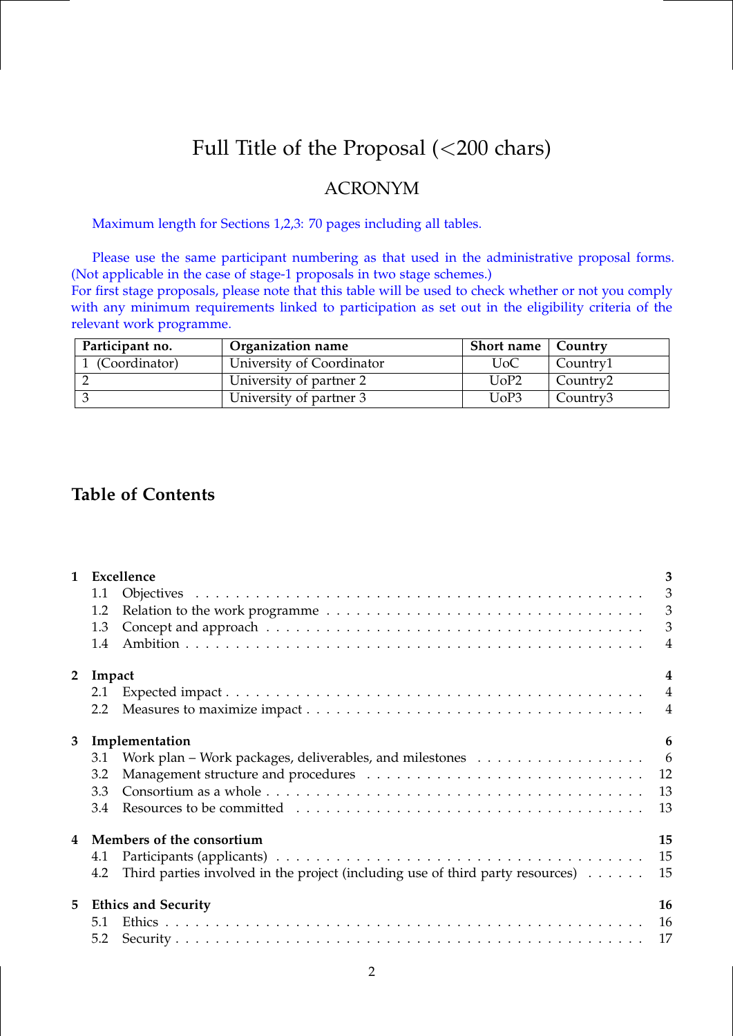# Full Title of the Proposal (<200 chars)

## ACRONYM

Maximum length for Sections 1,2,3: 70 pages including all tables.

Please use the same participant numbering as that used in the administrative proposal forms. (Not applicable in the case of stage-1 proposals in two stage schemes.)
For first stage proposals, please note that this table will be used to check whether or not you comply with any minimum requirements linked to participation as set out in the eligibility criteria of the relevant work programme.

| Participant no. | Organization name | Short name | Country |
|---|---|---|---|
| 1 (Coordinator) | University of Coordinator | UoC | Country1 |
| 2 | University of partner 2 | UoP2 | Country2 |
| 3 | University of partner 3 | UoP3 | Country3 |

## Table of Contents

**1 Excellence** — 3
- 1.1 Objectives — 3
- 1.2 Relation to the work programme — 3
- 1.3 Concept and approach — 3
- 1.4 Ambition — 4

**2 Impact** — 4
- 2.1 Expected impact — 4
- 2.2 Measures to maximize impact — 4

**3 Implementation** — 6
- 3.1 Work plan – Work packages, deliverables, and milestones — 6
- 3.2 Management structure and procedures — 12
- 3.3 Consortium as a whole — 13
- 3.4 Resources to be committed — 13

**4 Members of the consortium** — 15
- 4.1 Participants (applicants) — 15
- 4.2 Third parties involved in the project (including use of third party resources) — 15

**5 Ethics and Security** — 16
- 5.1 Ethics — 16
- 5.2 Security — 17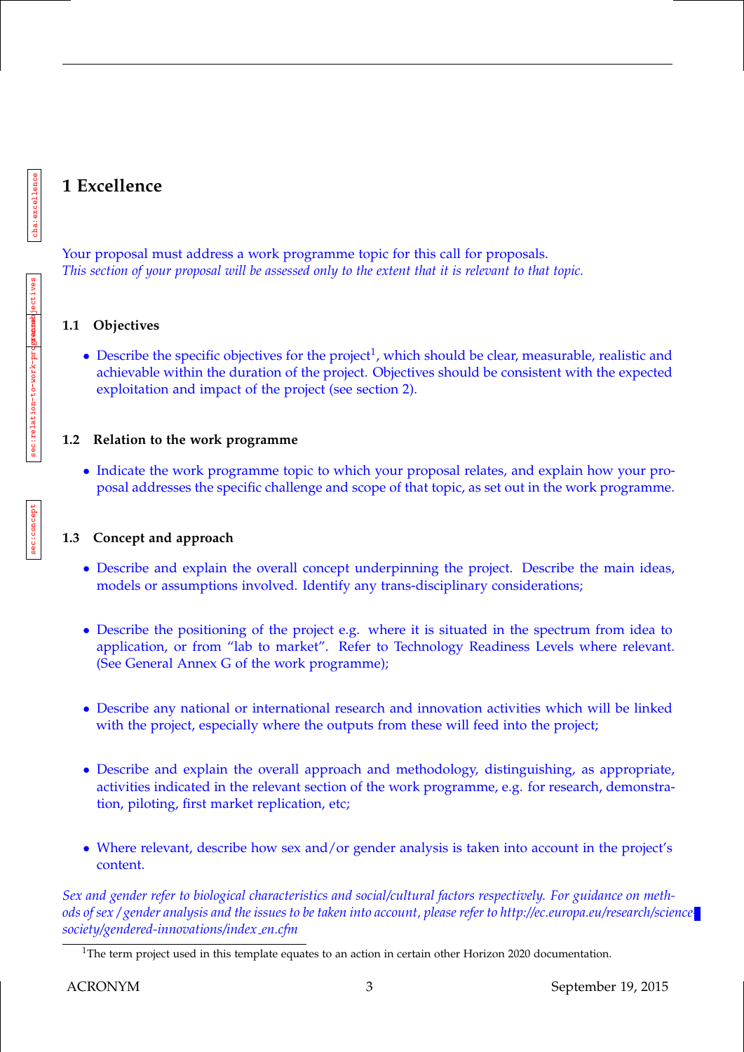# 1 Excellence

Your proposal must address a work programme topic for this call for proposals.
*This section of your proposal will be assessed only to the extent that it is relevant to that topic.*

### 1.1 Objectives

- Describe the specific objectives for the project[1], which should be clear, measurable, realistic and achievable within the duration of the project. Objectives should be consistent with the expected exploitation and impact of the project (see section 2).

### 1.2 Relation to the work programme

- Indicate the work programme topic to which your proposal relates, and explain how your proposal addresses the specific challenge and scope of that topic, as set out in the work programme.

### 1.3 Concept and approach

- Describe and explain the overall concept underpinning the project. Describe the main ideas, models or assumptions involved. Identify any trans-disciplinary considerations;

- Describe the positioning of the project e.g. where it is situated in the spectrum from idea to application, or from "lab to market". Refer to Technology Readiness Levels where relevant. (See General Annex G of the work programme);

- Describe any national or international research and innovation activities which will be linked with the project, especially where the outputs from these will feed into the project;

- Describe and explain the overall approach and methodology, distinguishing, as appropriate, activities indicated in the relevant section of the work programme, e.g. for research, demonstration, piloting, first market replication, etc;

- Where relevant, describe how sex and/or gender analysis is taken into account in the project's content.

*Sex and gender refer to biological characteristics and social/cultural factors respectively. For guidance on methods of sex / gender analysis and the issues to be taken into account, please refer to http://ec.europa.eu/research/science-society/gendered-innovations/index_en.cfm*

[1] The term project used in this template equates to an action in certain other Horizon 2020 documentation.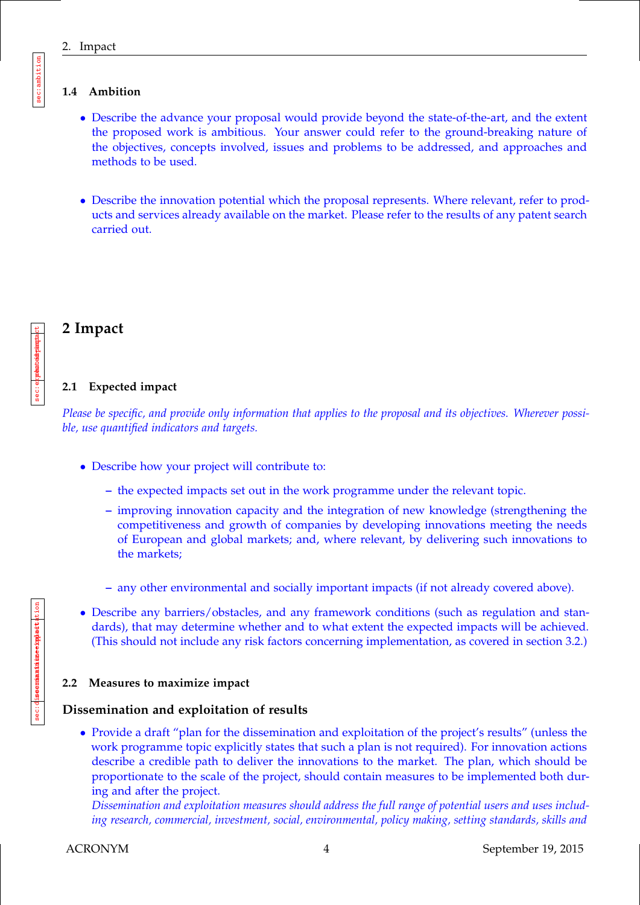### 1.4 Ambition

- Describe the advance your proposal would provide beyond the state-of-the-art, and the extent the proposed work is ambitious. Your answer could refer to the ground-breaking nature of the objectives, concepts involved, issues and problems to be addressed, and approaches and methods to be used.

- Describe the innovation potential which the proposal represents. Where relevant, refer to products and services already available on the market. Please refer to the results of any patent search carried out.

# 2 Impact

### 2.1 Expected impact

*Please be specific, and provide only information that applies to the proposal and its objectives. Wherever possible, use quantified indicators and targets.*

- Describe how your project will contribute to:
  - the expected impacts set out in the work programme under the relevant topic.
  - improving innovation capacity and the integration of new knowledge (strengthening the competitiveness and growth of companies by developing innovations meeting the needs of European and global markets; and, where relevant, by delivering such innovations to the markets;
  - any other environmental and socially important impacts (if not already covered above).
- Describe any barriers/obstacles, and any framework conditions (such as regulation and standards), that may determine whether and to what extent the expected impacts will be achieved. (This should not include any risk factors concerning implementation, as covered in section 3.2.)

### 2.2 Measures to maximize impact

#### Dissemination and exploitation of results

- Provide a draft "plan for the dissemination and exploitation of the project's results" (unless the work programme topic explicitly states that such a plan is not required). For innovation actions describe a credible path to deliver the innovations to the market. The plan, which should be proportionate to the scale of the project, should contain measures to be implemented both during and after the project.
  *Dissemination and exploitation measures should address the full range of potential users and uses including research, commercial, investment, social, environmental, policy making, setting standards, skills and*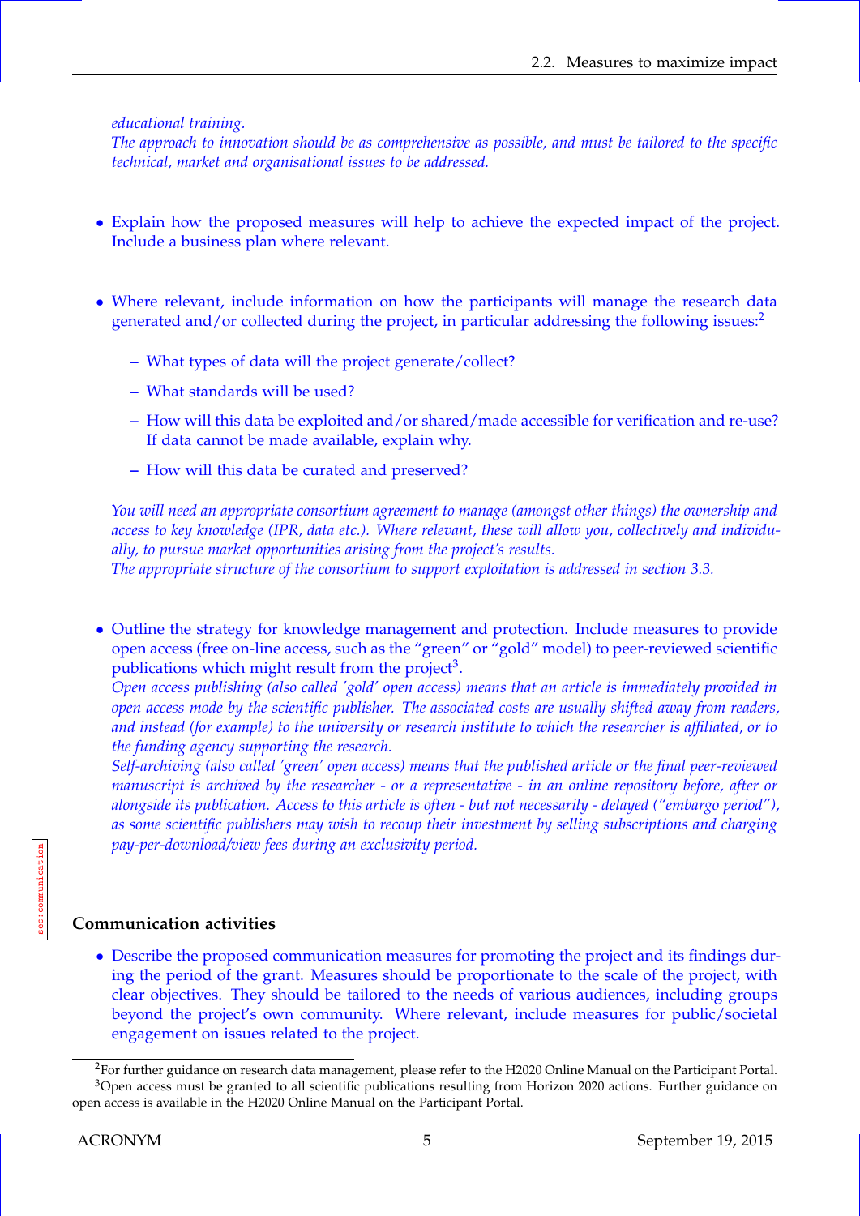*educational training.*
*The approach to innovation should be as comprehensive as possible, and must be tailored to the specific technical, market and organisational issues to be addressed.*

- Explain how the proposed measures will help to achieve the expected impact of the project. Include a business plan where relevant.

- Where relevant, include information on how the participants will manage the research data generated and/or collected during the project, in particular addressing the following issues:[2]

  - What types of data will the project generate/collect?
  - What standards will be used?
  - How will this data be exploited and/or shared/made accessible for verification and re-use? If data cannot be made available, explain why.
  - How will this data be curated and preserved?

  *You will need an appropriate consortium agreement to manage (amongst other things) the ownership and access to key knowledge (IPR, data etc.). Where relevant, these will allow you, collectively and individually, to pursue market opportunities arising from the project's results.*
  *The appropriate structure of the consortium to support exploitation is addressed in section 3.3.*

- Outline the strategy for knowledge management and protection. Include measures to provide open access (free on-line access, such as the "green" or "gold" model) to peer-reviewed scientific publications which might result from the project[3].
  *Open access publishing (also called 'gold' open access) means that an article is immediately provided in open access mode by the scientific publisher. The associated costs are usually shifted away from readers, and instead (for example) to the university or research institute to which the researcher is affiliated, or to the funding agency supporting the research.*
  *Self-archiving (also called 'green' open access) means that the published article or the final peer-reviewed manuscript is archived by the researcher - or a representative - in an online repository before, after or alongside its publication. Access to this article is often - but not necessarily - delayed ("embargo period"), as some scientific publishers may wish to recoup their investment by selling subscriptions and charging pay-per-download/view fees during an exclusivity period.*

**Communication activities**

- Describe the proposed communication measures for promoting the project and its findings during the period of the grant. Measures should be proportionate to the scale of the project, with clear objectives. They should be tailored to the needs of various audiences, including groups beyond the project's own community. Where relevant, include measures for public/societal engagement on issues related to the project.

---

[2] For further guidance on research data management, please refer to the H2020 Online Manual on the Participant Portal.

[3] Open access must be granted to all scientific publications resulting from Horizon 2020 actions. Further guidance on open access is available in the H2020 Online Manual on the Participant Portal.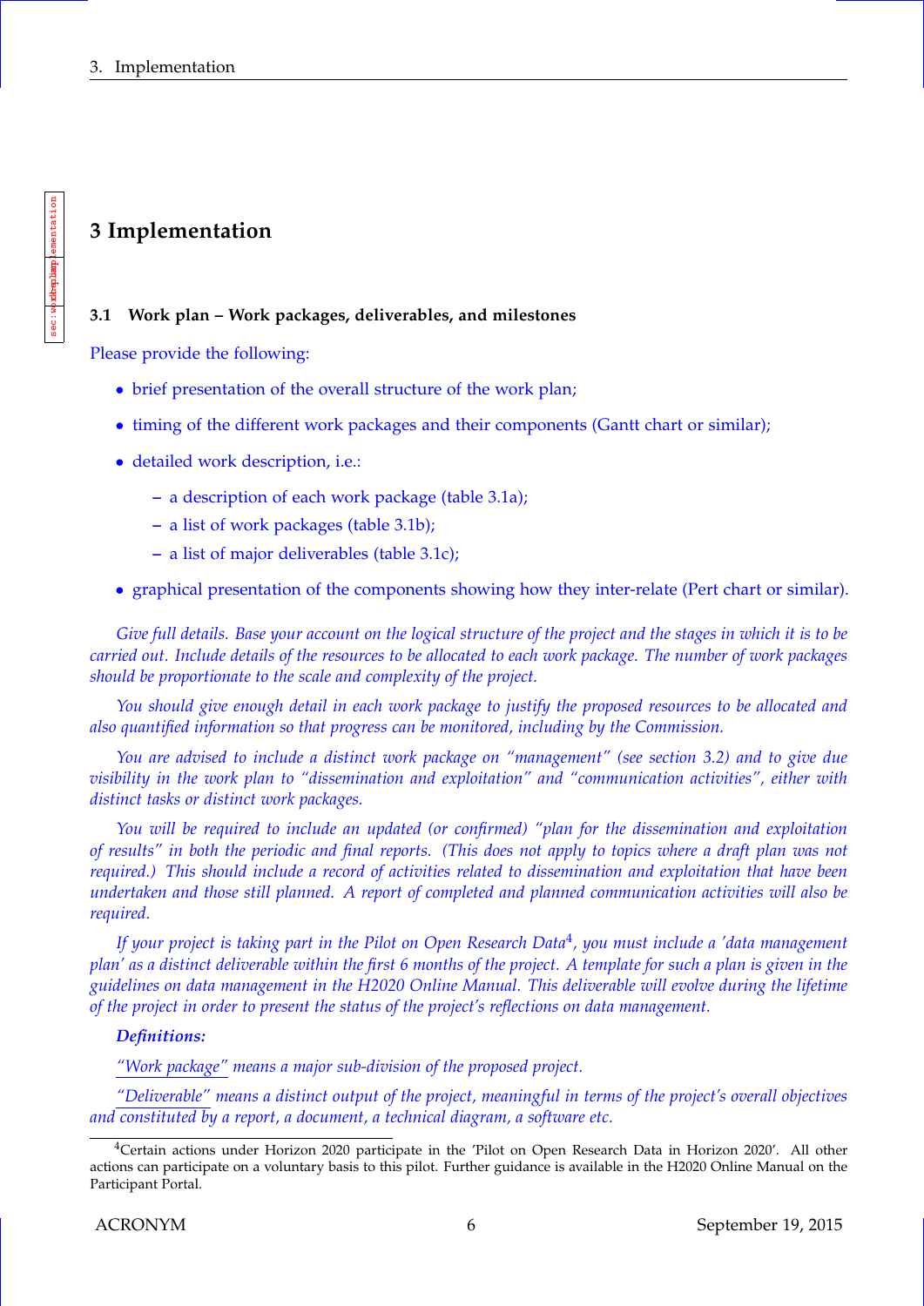# 3 Implementation

### 3.1 Work plan – Work packages, deliverables, and milestones

Please provide the following:

- brief presentation of the overall structure of the work plan;
- timing of the different work packages and their components (Gantt chart or similar);
- detailed work description, i.e.:
  - a description of each work package (table 3.1a);
  - a list of work packages (table 3.1b);
  - a list of major deliverables (table 3.1c);
- graphical presentation of the components showing how they inter-relate (Pert chart or similar).

*Give full details. Base your account on the logical structure of the project and the stages in which it is to be carried out. Include details of the resources to be allocated to each work package. The number of work packages should be proportionate to the scale and complexity of the project.*

*You should give enough detail in each work package to justify the proposed resources to be allocated and also quantified information so that progress can be monitored, including by the Commission.*

*You are advised to include a distinct work package on "management" (see section 3.2) and to give due visibility in the work plan to "dissemination and exploitation" and "communication activities", either with distinct tasks or distinct work packages.*

*You will be required to include an updated (or confirmed) "plan for the dissemination and exploitation of results" in both the periodic and final reports. (This does not apply to topics where a draft plan was not required.) This should include a record of activities related to dissemination and exploitation that have been undertaken and those still planned. A report of completed and planned communication activities will also be required.*

*If your project is taking part in the Pilot on Open Research Data[4], you must include a 'data management plan' as a distinct deliverable within the first 6 months of the project. A template for such a plan is given in the guidelines on data management in the H2020 Online Manual. This deliverable will evolve during the lifetime of the project in order to present the status of the project's reflections on data management.*

***Definitions:***

*"Work package" means a major sub-division of the proposed project.*

*"Deliverable" means a distinct output of the project, meaningful in terms of the project's overall objectives and constituted by a report, a document, a technical diagram, a software etc.*

---

[4] Certain actions under Horizon 2020 participate in the 'Pilot on Open Research Data in Horizon 2020'. All other actions can participate on a voluntary basis to this pilot. Further guidance is available in the H2020 Online Manual on the Participant Portal.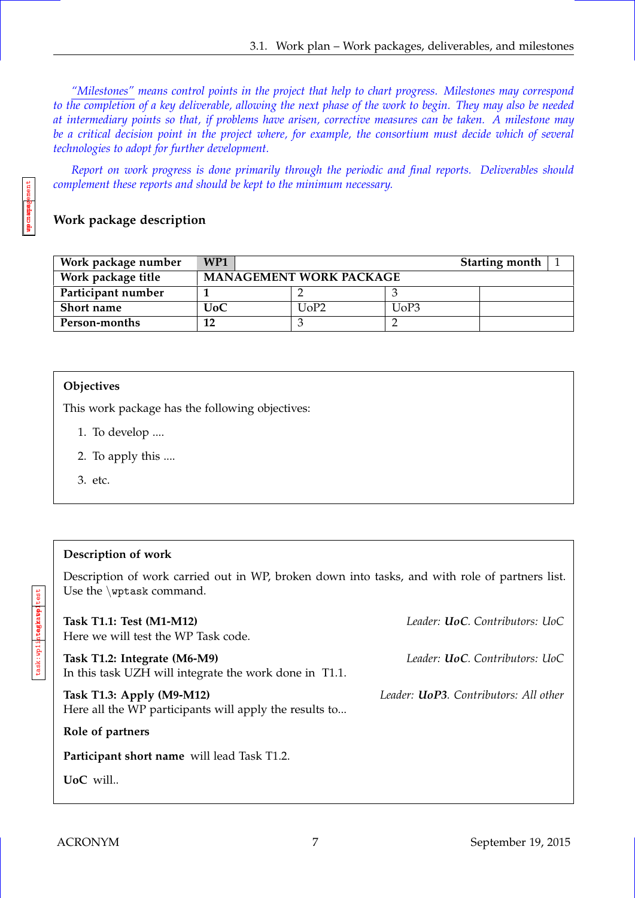*"Milestones" means control points in the project that help to chart progress. Milestones may correspond to the completion of a key deliverable, allowing the next phase of the work to begin. They may also be needed at intermediary points so that, if problems have arisen, corrective measures can be taken. A milestone may be a critical decision point in the project where, for example, the consortium must decide which of several technologies to adopt for further development.*

*Report on work progress is done primarily through the periodic and final reports. Deliverables should complement these reports and should be kept to the minimum necessary.*

### Work package description

| Work package number | WP1 | | Starting month | 1 |
|---|---|---|---|---|
| **Work package title** | **MANAGEMENT WORK PACKAGE** | | | |
| **Participant number** | **1** | 2 | 3 | |
| **Short name** | **UoC** | UoP2 | UoP3 | |
| **Person-months** | **12** | 3 | 2 | |

**Objectives**

This work package has the following objectives:

1. To develop ....
2. To apply this ....
3. etc.

**Description of work**

Description of work carried out in WP, broken down into tasks, and with role of partners list. Use the `\wptask` command.

**Task T1.1: Test (M1-M12)** *Leader: **UoC**. Contributors: UoC*
Here we will test the WP Task code.

**Task T1.2: Integrate (M6-M9)** *Leader: **UoC**. Contributors: UoC*
In this task UZH will integrate the work done in T1.1.

**Task T1.3: Apply (M9-M12)** *Leader: **UoP3**. Contributors: All other*
Here all the WP participants will apply the results to...

**Role of partners**

**Participant short name** will lead Task T1.2.

**UoC** will..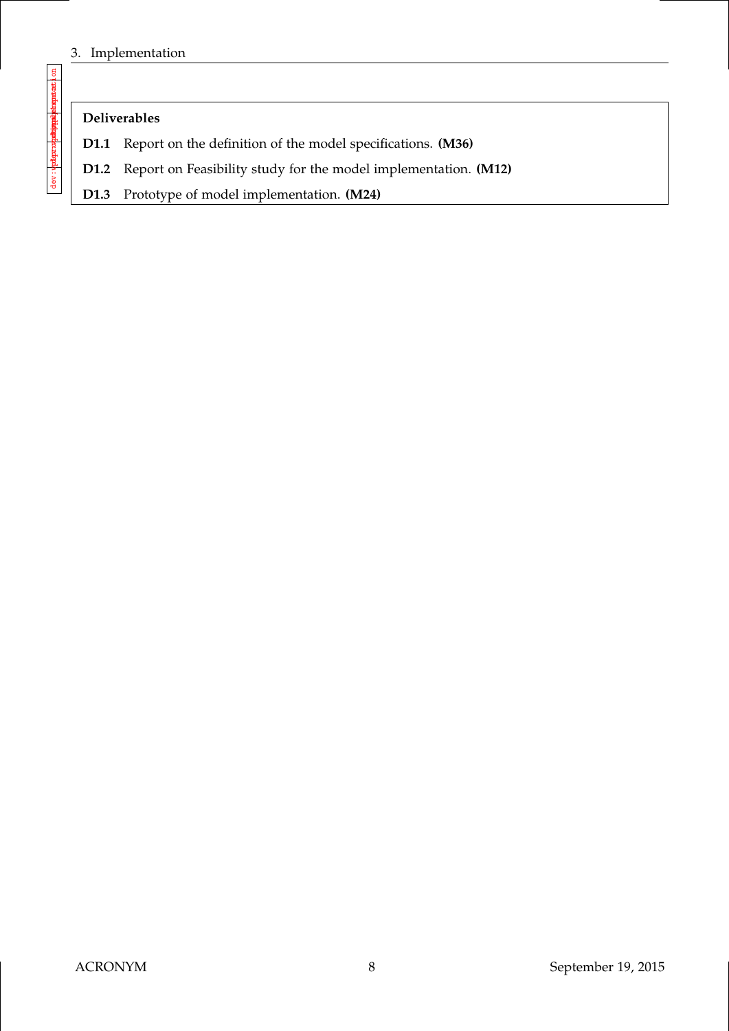**Deliverables**

**D1.1** Report on the definition of the model specifications. **(M36)**

**D1.2** Report on Feasibility study for the model implementation. **(M12)**

**D1.3** Prototype of model implementation. **(M24)**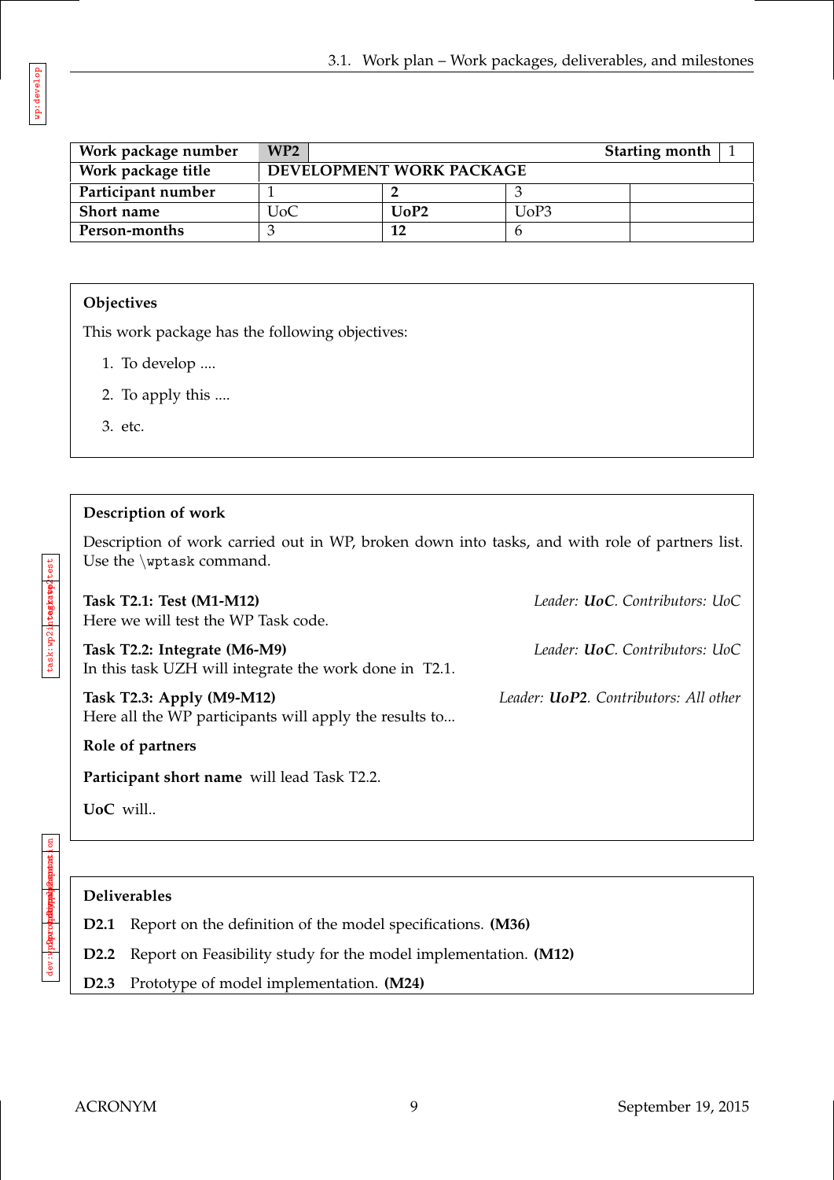| Work package number | WP2 | | | Starting month | 1 |
|---|---|---|---|---|---|
| Work package title | DEVELOPMENT WORK PACKAGE | | | | |
| Participant number | 1 | **2** | 3 | | |
| Short name | UoC | **UoP2** | UoP3 | | |
| Person-months | 3 | **12** | 6 | | |

**Objectives**

This work package has the following objectives:

1. To develop ....
2. To apply this ....
3. etc.

**Description of work**

Description of work carried out in WP, broken down into tasks, and with role of partners list. Use the \wptask command.

**Task T2.1: Test (M1-M12)** *Leader: **UoC**. Contributors: UoC*
Here we will test the WP Task code.

**Task T2.2: Integrate (M6-M9)** *Leader: **UoC**. Contributors: UoC*
In this task UZH will integrate the work done in T2.1.

**Task T2.3: Apply (M9-M12)** *Leader: **UoP2**. Contributors: All other*
Here all the WP participants will apply the results to...

**Role of partners**

**Participant short name** will lead Task T2.2.

**UoC** will..

**Deliverables**

**D2.1** Report on the definition of the model specifications. **(M36)**

**D2.2** Report on Feasibility study for the model implementation. **(M12)**

**D2.3** Prototype of model implementation. **(M24)**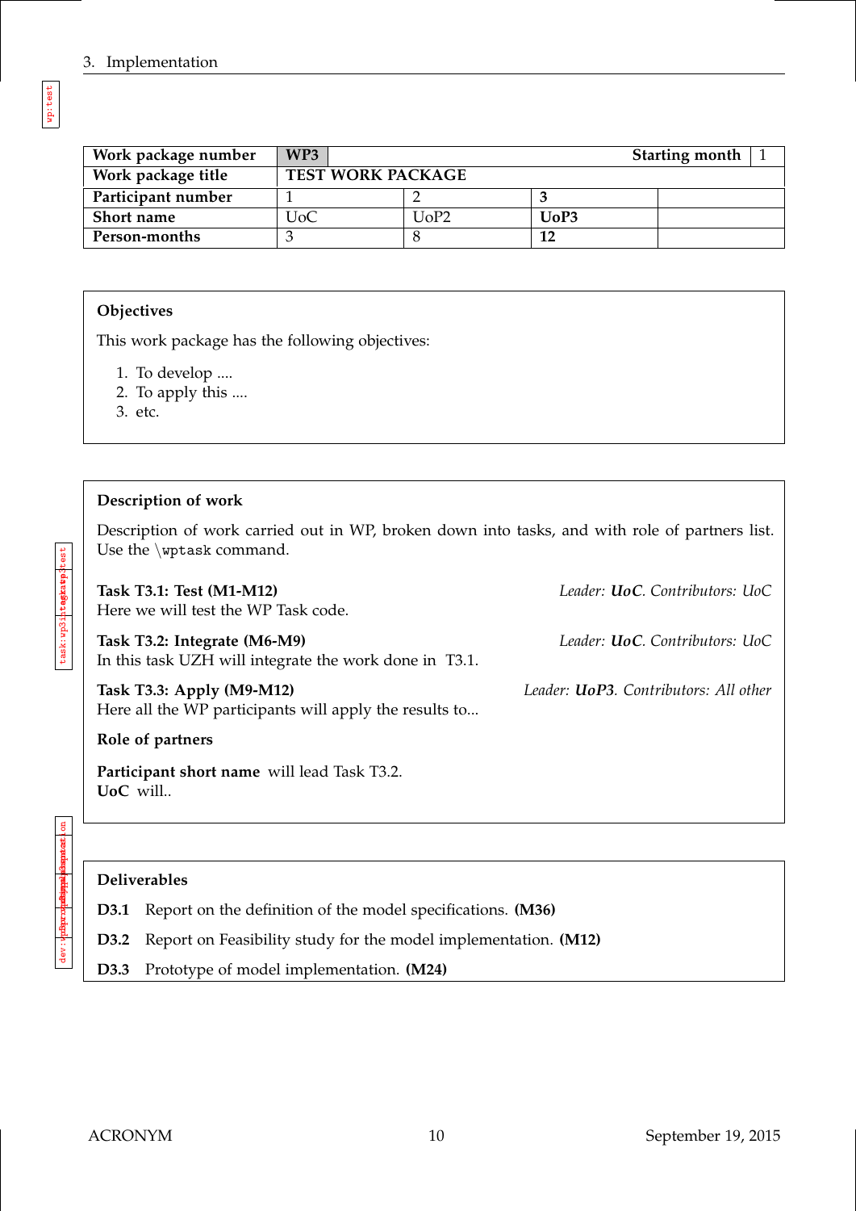| Work package number | WP3 | | | Starting month | 1 |
|---|---|---|---|---|---|
| **Work package title** | **TEST WORK PACKAGE** | | | | |
| **Participant number** | 1 | 2 | **3** | | |
| **Short name** | UoC | UoP2 | **UoP3** | | |
| **Person-months** | 3 | 8 | **12** | | |

**Objectives**

This work package has the following objectives:

1. To develop ....
2. To apply this ....
3. etc.

**Description of work**

Description of work carried out in WP, broken down into tasks, and with role of partners list. Use the \wptask command.

**Task T3.1: Test (M1-M12)** *Leader: **UoC**. Contributors: UoC*
Here we will test the WP Task code.

**Task T3.2: Integrate (M6-M9)** *Leader: **UoC**. Contributors: UoC*
In this task UZH will integrate the work done in T3.1.

**Task T3.3: Apply (M9-M12)** *Leader: **UoP3**. Contributors: All other*
Here all the WP participants will apply the results to...

**Role of partners**

**Participant short name** will lead Task T3.2.
**UoC** will..

**Deliverables**

**D3.1** Report on the definition of the model specifications. **(M36)**

**D3.2** Report on Feasibility study for the model implementation. **(M12)**

**D3.3** Prototype of model implementation. **(M24)**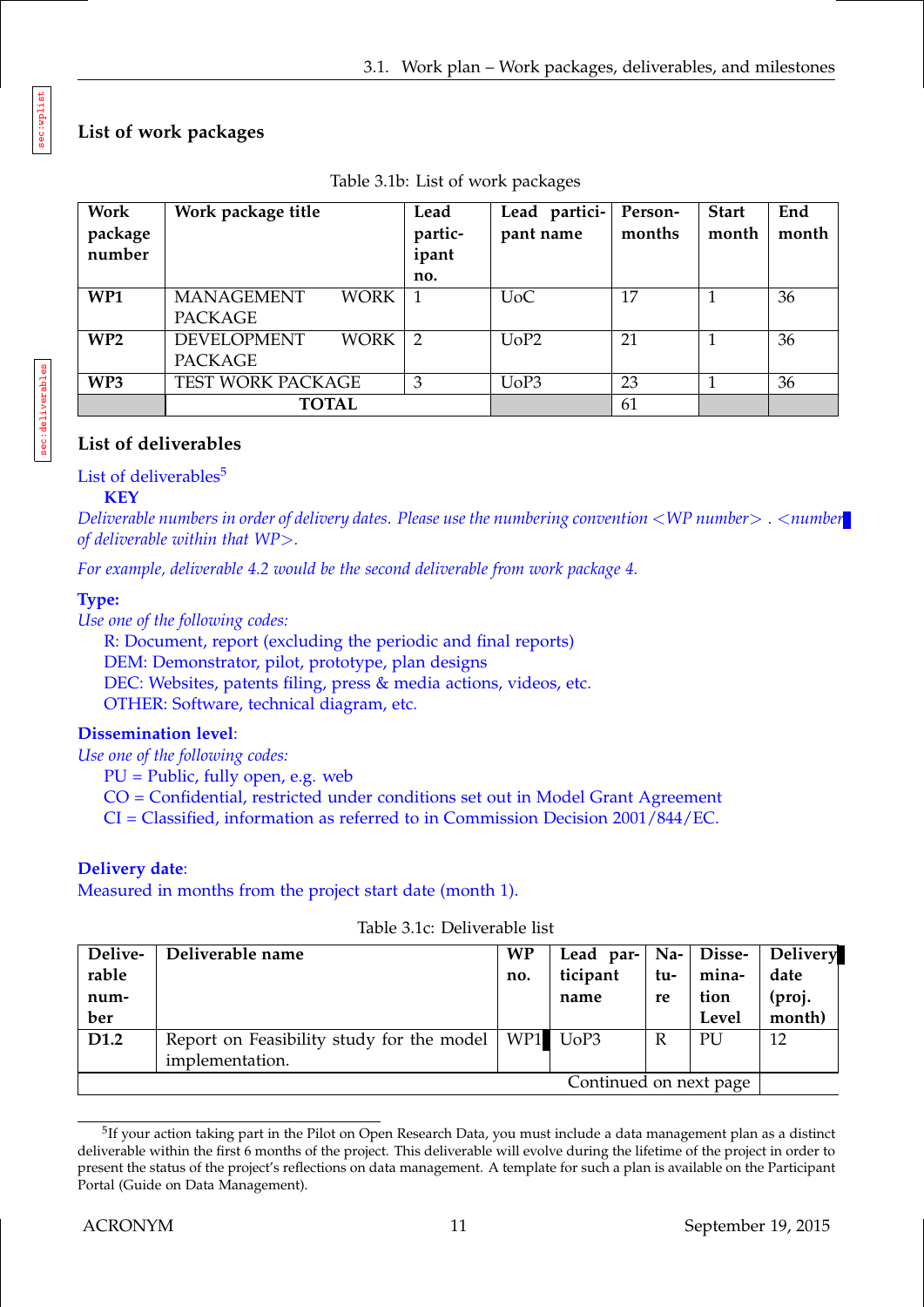### List of work packages

Table 3.1b: List of work packages

| Work package number | Work package title | Lead participant no. | Lead participant name | Person-months | Start month | End month |
|---|---|---|---|---|---|---|
| **WP1** | MANAGEMENT WORK PACKAGE | 1 | UoC | 17 | 1 | 36 |
| **WP2** | DEVELOPMENT WORK PACKAGE | 2 | UoP2 | 21 | 1 | 36 |
| **WP3** | TEST WORK PACKAGE | 3 | UoP3 | 23 | 1 | 36 |
| | **TOTAL** | | | 61 | | |

### List of deliverables

List of deliverables[5]

**KEY**

*Deliverable numbers in order of delivery dates. Please use the numbering convention <WP number> . <number of deliverable within that WP>.*

*For example, deliverable 4.2 would be the second deliverable from work package 4.*

**Type:**

*Use one of the following codes:*

R: Document, report (excluding the periodic and final reports)
DEM: Demonstrator, pilot, prototype, plan designs
DEC: Websites, patents filing, press & media actions, videos, etc.
OTHER: Software, technical diagram, etc.

**Dissemination level**:

*Use one of the following codes:*

PU = Public, fully open, e.g. web
CO = Confidential, restricted under conditions set out in Model Grant Agreement
CI = Classified, information as referred to in Commission Decision 2001/844/EC.

**Delivery date**:

Measured in months from the project start date (month 1).

Table 3.1c: Deliverable list

| Deliverable number | Deliverable name | WP no. | Lead participant name | Nature | Dissemination Level | Delivery date (proj. month) |
|---|---|---|---|---|---|---|
| **D1.2** | Report on Feasibility study for the model implementation. | WP1 | UoP3 | R | PU | 12 |
| Continued on next page | | | | | | |

[5]If your action taking part in the Pilot on Open Research Data, you must include a data management plan as a distinct deliverable within the first 6 months of the project. This deliverable will evolve during the lifetime of the project in order to present the status of the project's reflections on data management. A template for such a plan is available on the Participant Portal (Guide on Data Management).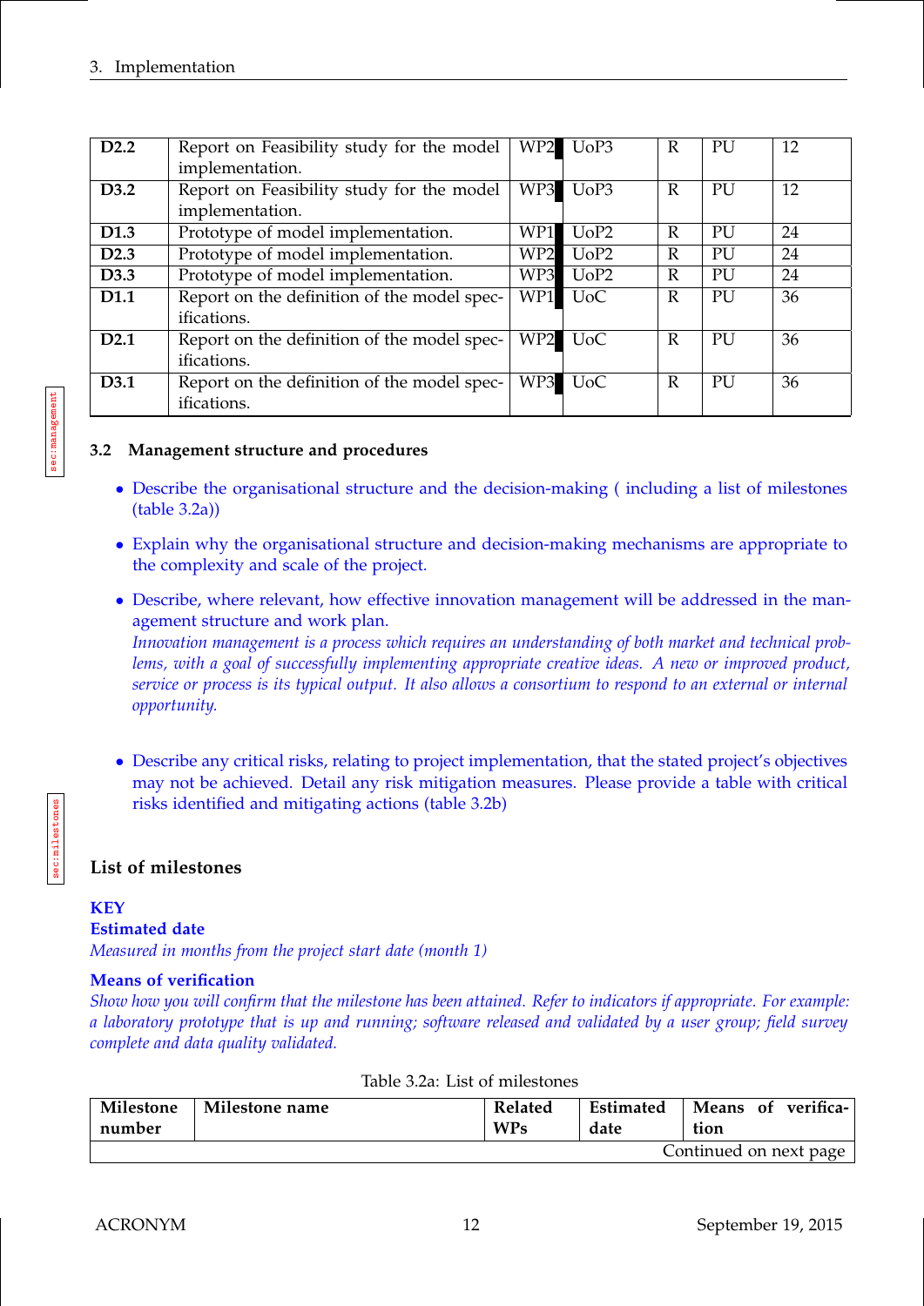| D2.2 | Report on Feasibility study for the model implementation. | WP2 | UoP3 | R | PU | 12 |
|---|---|---|---|---|---|---|
| D3.2 | Report on Feasibility study for the model implementation. | WP3 | UoP3 | R | PU | 12 |
| D1.3 | Prototype of model implementation. | WP1 | UoP2 | R | PU | 24 |
| D2.3 | Prototype of model implementation. | WP2 | UoP2 | R | PU | 24 |
| D3.3 | Prototype of model implementation. | WP3 | UoP2 | R | PU | 24 |
| D1.1 | Report on the definition of the model specifications. | WP1 | UoC | R | PU | 36 |
| D2.1 | Report on the definition of the model specifications. | WP2 | UoC | R | PU | 36 |
| D3.1 | Report on the definition of the model specifications. | WP3 | UoC | R | PU | 36 |

### 3.2 Management structure and procedures

- Describe the organisational structure and the decision-making ( including a list of milestones (table 3.2a))
- Explain why the organisational structure and decision-making mechanisms are appropriate to the complexity and scale of the project.
- Describe, where relevant, how effective innovation management will be addressed in the management structure and work plan.
  *Innovation management is a process which requires an understanding of both market and technical problems, with a goal of successfully implementing appropriate creative ideas. A new or improved product, service or process is its typical output. It also allows a consortium to respond to an external or internal opportunity.*
- Describe any critical risks, relating to project implementation, that the stated project's objectives may not be achieved. Detail any risk mitigation measures. Please provide a table with critical risks identified and mitigating actions (table 3.2b)

### List of milestones

**KEY**

**Estimated date**

*Measured in months from the project start date (month 1)*

**Means of verification**

*Show how you will confirm that the milestone has been attained. Refer to indicators if appropriate. For example: a laboratory prototype that is up and running; software released and validated by a user group; field survey complete and data quality validated.*

Table 3.2a: List of milestones

| Milestone number | Milestone name | Related WPs | Estimated date | Means of verification |
|---|---|---|---|---|
| | | | | Continued on next page |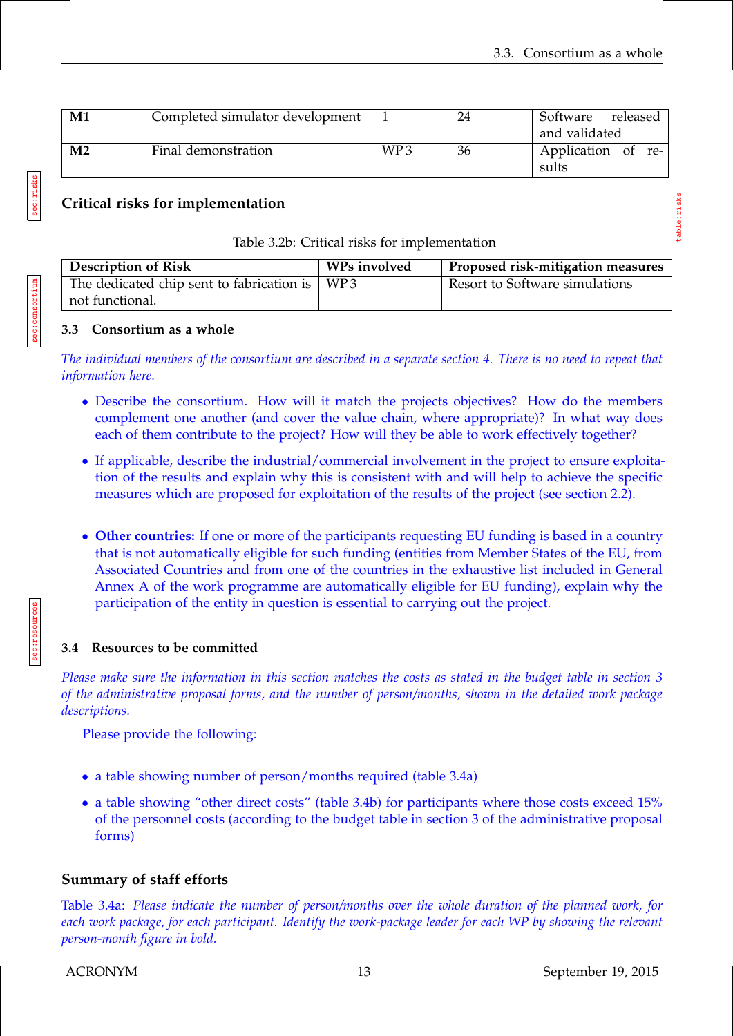| M1 | Completed simulator development | 1 | 24 | Software released and validated |
|---|---|---|---|---|
| M2 | Final demonstration | WP 3 | 36 | Application of results |

### Critical risks for implementation

Table 3.2b: Critical risks for implementation

| Description of Risk | WPs involved | Proposed risk-mitigation measures |
|---|---|---|
| The dedicated chip sent to fabrication is not functional. | WP 3 | Resort to Software simulations |

## 3.3 Consortium as a whole

*The individual members of the consortium are described in a separate section 4. There is no need to repeat that information here.*

- Describe the consortium. How will it match the projects objectives? How do the members complement one another (and cover the value chain, where appropriate)? In what way does each of them contribute to the project? How will they be able to work effectively together?
- If applicable, describe the industrial/commercial involvement in the project to ensure exploitation of the results and explain why this is consistent with and will help to achieve the specific measures which are proposed for exploitation of the results of the project (see section 2.2).
- **Other countries:** If one or more of the participants requesting EU funding is based in a country that is not automatically eligible for such funding (entities from Member States of the EU, from Associated Countries and from one of the countries in the exhaustive list included in General Annex A of the work programme are automatically eligible for EU funding), explain why the participation of the entity in question is essential to carrying out the project.

## 3.4 Resources to be committed

*Please make sure the information in this section matches the costs as stated in the budget table in section 3 of the administrative proposal forms, and the number of person/months, shown in the detailed work package descriptions.*

Please provide the following:

- a table showing number of person/months required (table 3.4a)
- a table showing "other direct costs" (table 3.4b) for participants where those costs exceed 15% of the personnel costs (according to the budget table in section 3 of the administrative proposal forms)

### Summary of staff efforts

Table 3.4a: *Please indicate the number of person/months over the whole duration of the planned work, for each work package, for each participant. Identify the work-package leader for each WP by showing the relevant person-month figure in bold.*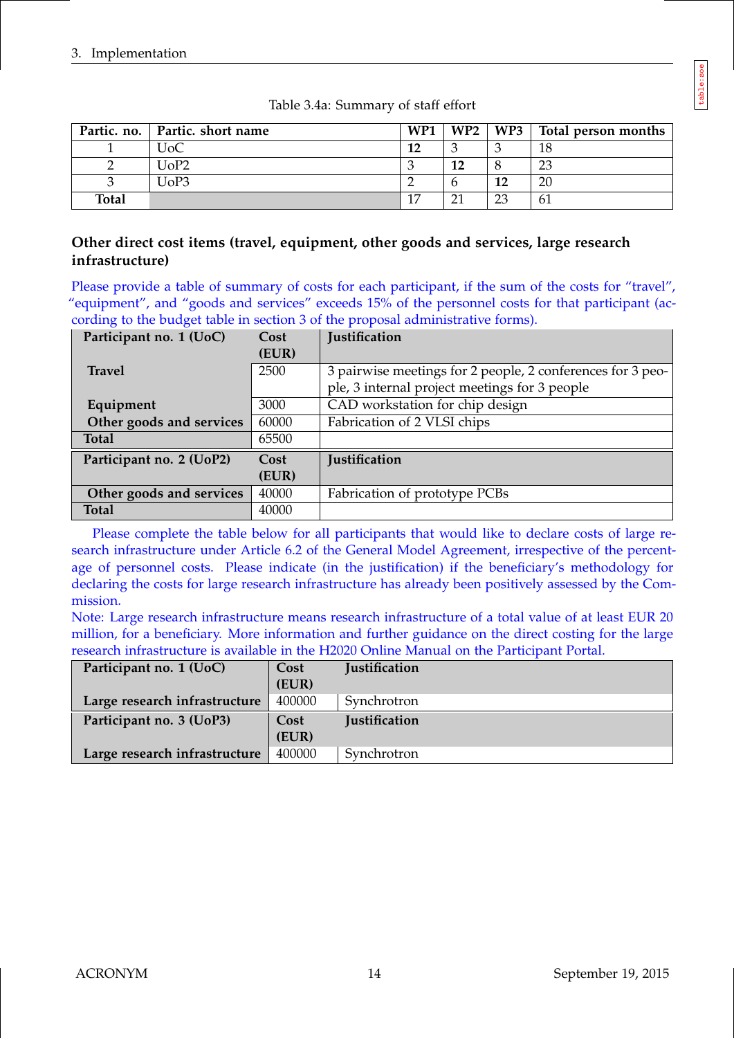Table 3.4a: Summary of staff effort

| Partic. no. | Partic. short name | WP1 | WP2 | WP3 | Total person months |
|---|---|---|---|---|---|
| 1 | UoC | **12** | 3 | 3 | 18 |
| 2 | UoP2 | 3 | **12** | 8 | 23 |
| 3 | UoP3 | 2 | 6 | **12** | 20 |
| **Total** | | 17 | 21 | 23 | 61 |

### Other direct cost items (travel, equipment, other goods and services, large research infrastructure)

Please provide a table of summary of costs for each participant, if the sum of the costs for "travel", "equipment", and "goods and services" exceeds 15% of the personnel costs for that participant (according to the budget table in section 3 of the proposal administrative forms).

| Participant no. 1 (UoC) | Cost (EUR) | Justification |
|---|---|---|
| **Travel** | 2500 | 3 pairwise meetings for 2 people, 2 conferences for 3 people, 3 internal project meetings for 3 people |
| **Equipment** | 3000 | CAD workstation for chip design |
| **Other goods and services** | 60000 | Fabrication of 2 VLSI chips |
| **Total** | 65500 | |

| Participant no. 2 (UoP2) | Cost (EUR) | Justification |
|---|---|---|
| **Other goods and services** | 40000 | Fabrication of prototype PCBs |
| **Total** | 40000 | |

Please complete the table below for all participants that would like to declare costs of large research infrastructure under Article 6.2 of the General Model Agreement, irrespective of the percentage of personnel costs. Please indicate (in the justification) if the beneficiary's methodology for declaring the costs for large research infrastructure has already been positively assessed by the Commission.

Note: Large research infrastructure means research infrastructure of a total value of at least EUR 20 million, for a beneficiary. More information and further guidance on the direct costing for the large research infrastructure is available in the H2020 Online Manual on the Participant Portal.

| Participant no. 1 (UoC) | Cost (EUR) | Justification |
|---|---|---|
| **Large research infrastructure** | 400000 | Synchrotron |

| Participant no. 3 (UoP3) | Cost (EUR) | Justification |
|---|---|---|
| **Large research infrastructure** | 400000 | Synchrotron |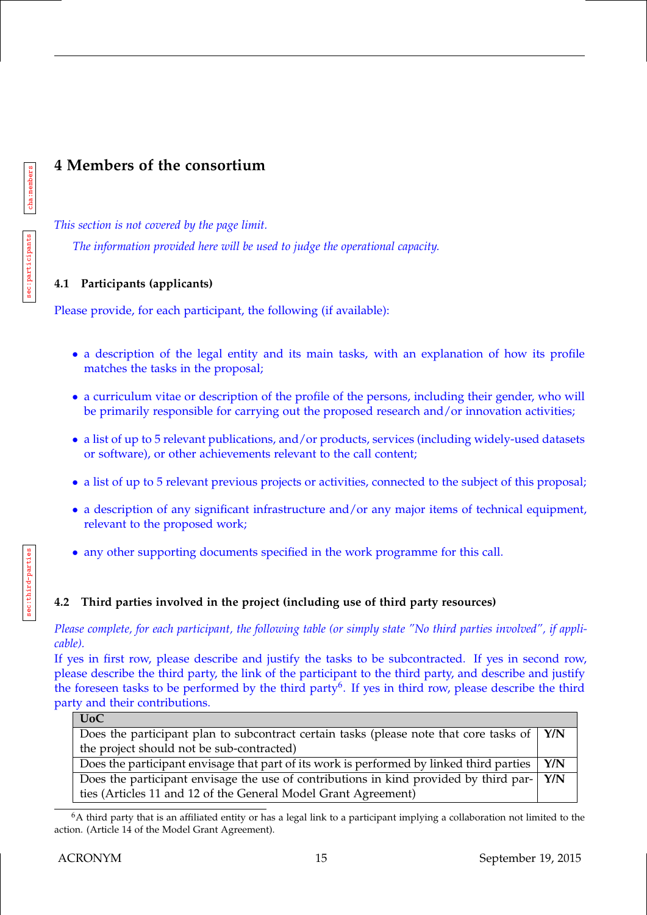# 4 Members of the consortium

*This section is not covered by the page limit.*

*The information provided here will be used to judge the operational capacity.*

### 4.1 Participants (applicants)

Please provide, for each participant, the following (if available):

- a description of the legal entity and its main tasks, with an explanation of how its profile matches the tasks in the proposal;
- a curriculum vitae or description of the profile of the persons, including their gender, who will be primarily responsible for carrying out the proposed research and/or innovation activities;
- a list of up to 5 relevant publications, and/or products, services (including widely-used datasets or software), or other achievements relevant to the call content;
- a list of up to 5 relevant previous projects or activities, connected to the subject of this proposal;
- a description of any significant infrastructure and/or any major items of technical equipment, relevant to the proposed work;
- any other supporting documents specified in the work programme for this call.

### 4.2 Third parties involved in the project (including use of third party resources)

*Please complete, for each participant, the following table (or simply state "No third parties involved", if applicable).*

If yes in first row, please describe and justify the tasks to be subcontracted. If yes in second row, please describe the third party, the link of the participant to the third party, and describe and justify the foreseen tasks to be performed by the third party[6]. If yes in third row, please describe the third party and their contributions.

| **UoC** | |
|---|---|
| Does the participant plan to subcontract certain tasks (please note that core tasks of the project should not be sub-contracted) | **Y/N** |
| Does the participant envisage that part of its work is performed by linked third parties | **Y/N** |
| Does the participant envisage the use of contributions in kind provided by third parties (Articles 11 and 12 of the General Model Grant Agreement) | **Y/N** |

[6]A third party that is an affiliated entity or has a legal link to a participant implying a collaboration not limited to the action. (Article 14 of the Model Grant Agreement).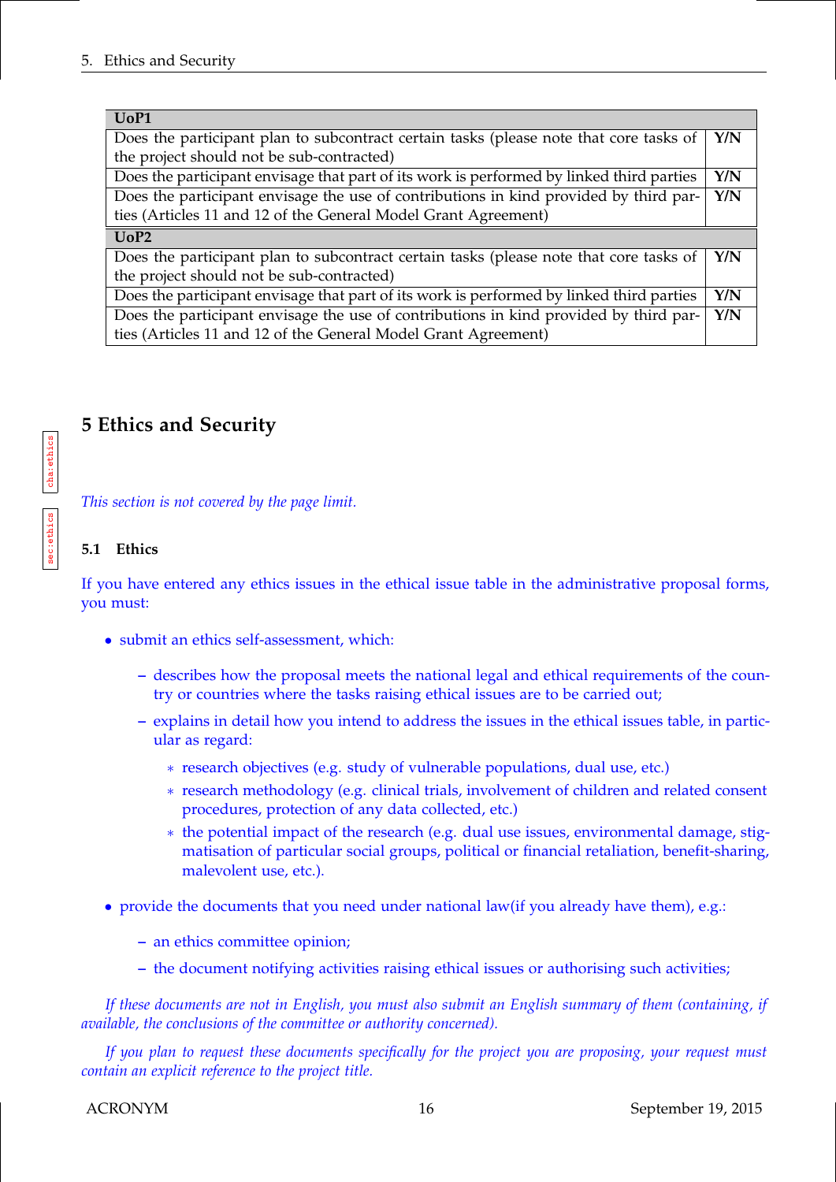| UoP1 | |
|---|---|
| Does the participant plan to subcontract certain tasks (please note that core tasks of the project should not be sub-contracted) | **Y/N** |
| Does the participant envisage that part of its work is performed by linked third parties | **Y/N** |
| Does the participant envisage the use of contributions in kind provided by third parties (Articles 11 and 12 of the General Model Grant Agreement) | **Y/N** |
| **UoP2** | |
| Does the participant plan to subcontract certain tasks (please note that core tasks of the project should not be sub-contracted) | **Y/N** |
| Does the participant envisage that part of its work is performed by linked third parties | **Y/N** |
| Does the participant envisage the use of contributions in kind provided by third parties (Articles 11 and 12 of the General Model Grant Agreement) | **Y/N** |

# 5 Ethics and Security

*This section is not covered by the page limit.*

### 5.1 Ethics

If you have entered any ethics issues in the ethical issue table in the administrative proposal forms, you must:

- submit an ethics self-assessment, which:
  - describes how the proposal meets the national legal and ethical requirements of the country or countries where the tasks raising ethical issues are to be carried out;
  - explains in detail how you intend to address the issues in the ethical issues table, in particular as regard:
    - research objectives (e.g. study of vulnerable populations, dual use, etc.)
    - research methodology (e.g. clinical trials, involvement of children and related consent procedures, protection of any data collected, etc.)
    - the potential impact of the research (e.g. dual use issues, environmental damage, stigmatisation of particular social groups, political or financial retaliation, benefit-sharing, malevolent use, etc.).
- provide the documents that you need under national law(if you already have them), e.g.:
  - an ethics committee opinion;
  - the document notifying activities raising ethical issues or authorising such activities;

*If these documents are not in English, you must also submit an English summary of them (containing, if available, the conclusions of the committee or authority concerned).*

*If you plan to request these documents specifically for the project you are proposing, your request must contain an explicit reference to the project title.*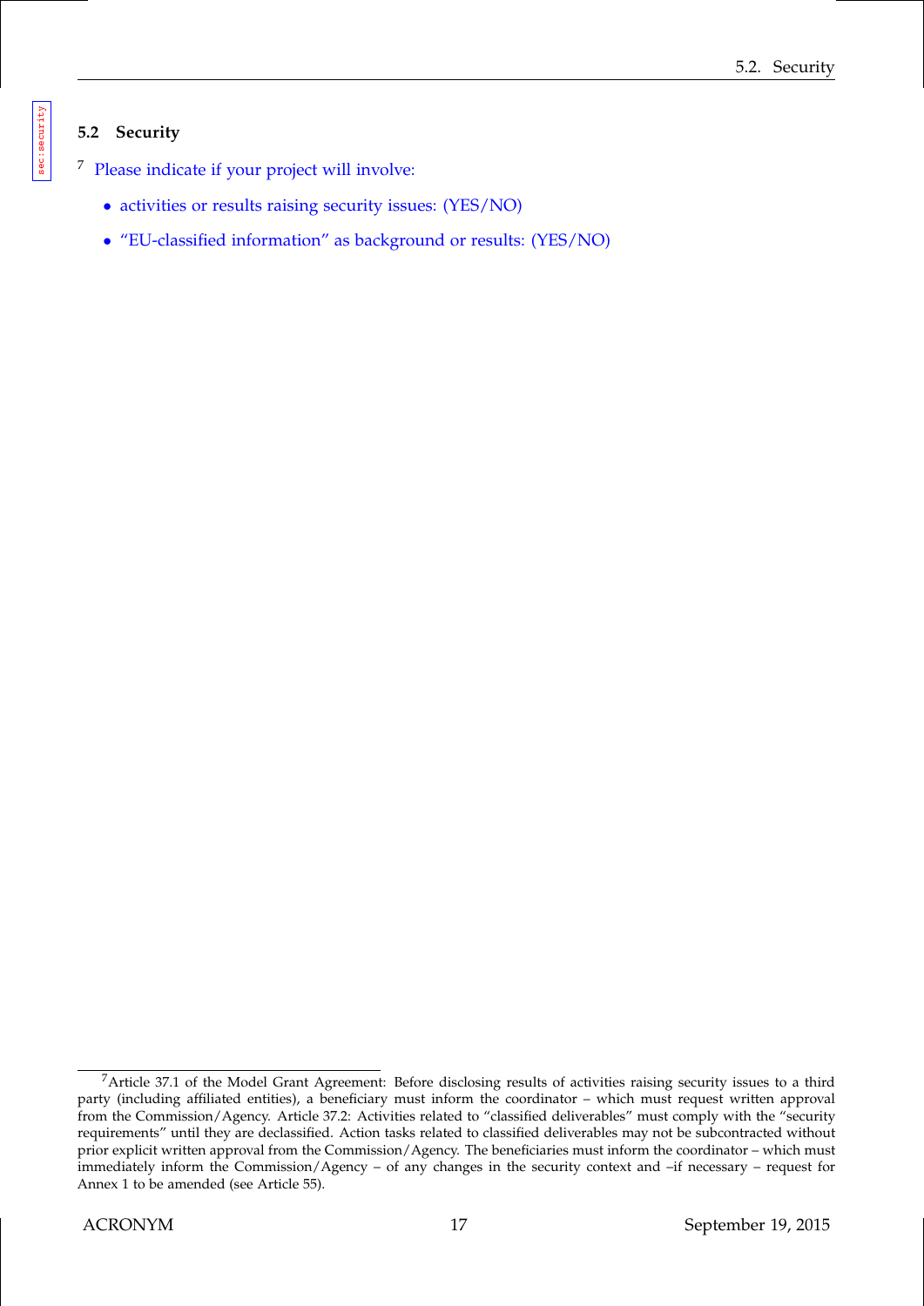## 5.2 Security

[7] Please indicate if your project will involve:

- activities or results raising security issues: (YES/NO)
- "EU-classified information" as background or results: (YES/NO)

[7] Article 37.1 of the Model Grant Agreement: Before disclosing results of activities raising security issues to a third party (including affiliated entities), a beneficiary must inform the coordinator – which must request written approval from the Commission/Agency. Article 37.2: Activities related to "classified deliverables" must comply with the "security requirements" until they are declassified. Action tasks related to classified deliverables may not be subcontracted without prior explicit written approval from the Commission/Agency. The beneficiaries must inform the coordinator – which must immediately inform the Commission/Agency – of any changes in the security context and –if necessary – request for Annex 1 to be amended (see Article 55).